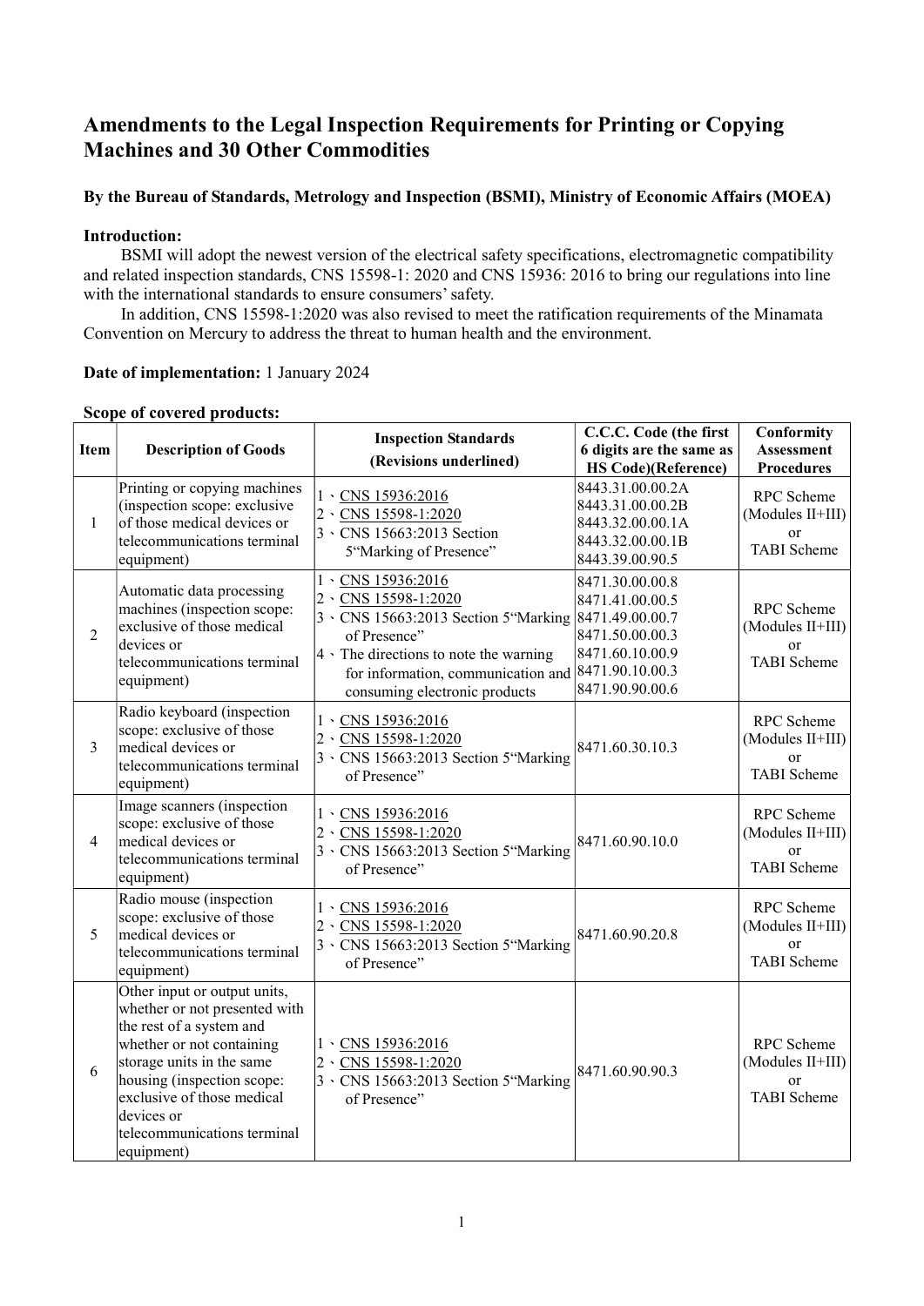# Amendments to the Legal Inspection Requirements for Printing or Copying Machines and 30 Other Commodities

**By the Bureau of Standards, Metrology and Inspection (BSMI), Ministry of Economic Affairs (MOEA)**

**Introduction:**

BSMI will adopt the newest version of the electrical safety specifications, electromagnetic compatibility and related inspection standards, CNS 15598-1: 2020 and CNS 15936: 2016 to bring our regulations into line with the international standards to ensure consumers' safety.

In addition, CNS 15598-1:2020 was also revised to meet the ratification requirements of the Minamata Convention on Mercury to address the threat to human health and the environment.

**Date of implementation:** 1 January 2024

**Scope of covered products:**

| Item | Description of Goods | Inspection Standards (Revisions underlined) | C.C.C. Code (the first 6 digits are the same as HS Code)(Reference) | Conformity Assessment Procedures |
|---|---|---|---|---|
| 1 | Printing or copying machines (inspection scope: exclusive of those medical devices or telecommunications terminal equipment) | 1、<u>CNS 15936:2016</u><br>2、<u>CNS 15598-1:2020</u><br>3、CNS 15663:2013 Section 5"Marking of Presence" | 8443.31.00.00.2A<br>8443.31.00.00.2B<br>8443.32.00.00.1A<br>8443.32.00.00.1B<br>8443.39.00.90.5 | RPC Scheme (Modules II+III) or TABI Scheme |
| 2 | Automatic data processing machines (inspection scope: exclusive of those medical devices or telecommunications terminal equipment) | 1、<u>CNS 15936:2016</u><br>2、<u>CNS 15598-1:2020</u><br>3、CNS 15663:2013 Section 5"Marking of Presence"<br>4、The directions to note the warning for information, communication and consuming electronic products | 8471.30.00.00.8<br>8471.41.00.00.5<br>8471.49.00.00.7<br>8471.50.00.00.3<br>8471.60.10.00.9<br>8471.90.10.00.3<br>8471.90.90.00.6 | RPC Scheme (Modules II+III) or TABI Scheme |
| 3 | Radio keyboard (inspection scope: exclusive of those medical devices or telecommunications terminal equipment) | 1、<u>CNS 15936:2016</u><br>2、<u>CNS 15598-1:2020</u><br>3、CNS 15663:2013 Section 5"Marking of Presence" | 8471.60.30.10.3 | RPC Scheme (Modules II+III) or TABI Scheme |
| 4 | Image scanners (inspection scope: exclusive of those medical devices or telecommunications terminal equipment) | 1、<u>CNS 15936:2016</u><br>2、<u>CNS 15598-1:2020</u><br>3、CNS 15663:2013 Section 5"Marking of Presence" | 8471.60.90.10.0 | RPC Scheme (Modules II+III) or TABI Scheme |
| 5 | Radio mouse (inspection scope: exclusive of those medical devices or telecommunications terminal equipment) | 1、<u>CNS 15936:2016</u><br>2、<u>CNS 15598-1:2020</u><br>3、CNS 15663:2013 Section 5"Marking of Presence" | 8471.60.90.20.8 | RPC Scheme (Modules II+III) or TABI Scheme |
| 6 | Other input or output units, whether or not presented with the rest of a system and whether or not containing storage units in the same housing (inspection scope: exclusive of those medical devices or telecommunications terminal equipment) | 1、<u>CNS 15936:2016</u><br>2、<u>CNS 15598-1:2020</u><br>3、CNS 15663:2013 Section 5"Marking of Presence" | 8471.60.90.90.3 | RPC Scheme (Modules II+III) or TABI Scheme |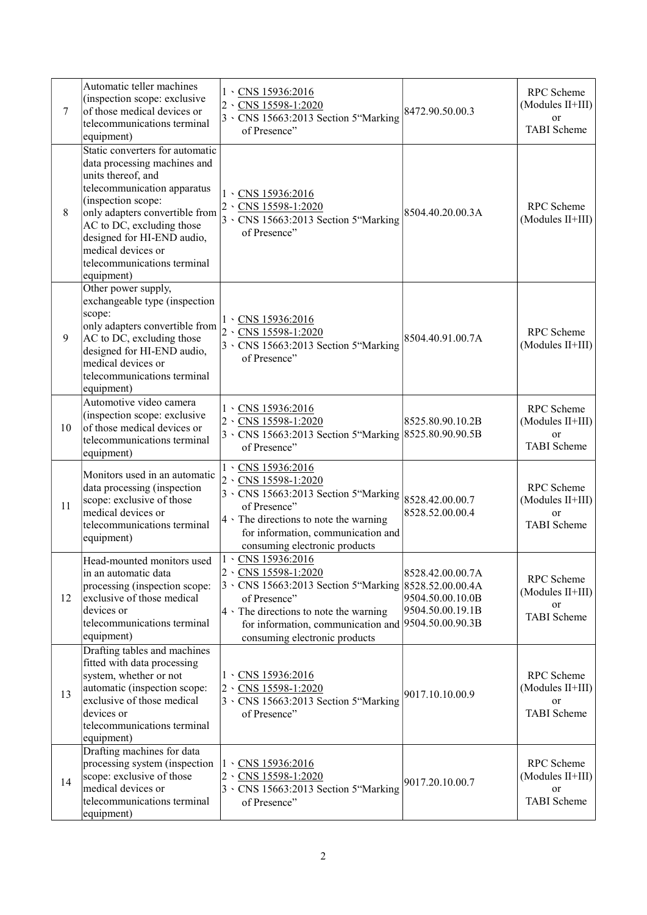| 7 | Automatic teller machines (inspection scope: exclusive of those medical devices or telecommunications terminal equipment) | 1、CNS 15936:2016<br>2、CNS 15598-1:2020<br>3、CNS 15663:2013 Section 5"Marking of Presence" | 8472.90.50.00.3 | RPC Scheme (Modules II+III) or TABI Scheme |
|---|---|---|---|---|
| 8 | Static converters for automatic data processing machines and units thereof, and telecommunication apparatus (inspection scope: only adapters convertible from AC to DC, excluding those designed for HI-END audio, medical devices or telecommunications terminal equipment) | 1、CNS 15936:2016<br>2、CNS 15598-1:2020<br>3、CNS 15663:2013 Section 5"Marking of Presence" | 8504.40.20.00.3A | RPC Scheme (Modules II+III) |
| 9 | Other power supply, exchangeable type (inspection scope: only adapters convertible from AC to DC, excluding those designed for HI-END audio, medical devices or telecommunications terminal equipment) | 1、CNS 15936:2016<br>2、CNS 15598-1:2020<br>3、CNS 15663:2013 Section 5"Marking of Presence" | 8504.40.91.00.7A | RPC Scheme (Modules II+III) |
| 10 | Automotive video camera (inspection scope: exclusive of those medical devices or telecommunications terminal equipment) | 1、CNS 15936:2016<br>2、CNS 15598-1:2020<br>3、CNS 15663:2013 Section 5"Marking of Presence" | 8525.80.90.10.2B<br>8525.80.90.90.5B | RPC Scheme (Modules II+III) or TABI Scheme |
| 11 | Monitors used in an automatic data processing (inspection scope: exclusive of those medical devices or telecommunications terminal equipment) | 1、CNS 15936:2016<br>2、CNS 15598-1:2020<br>3、CNS 15663:2013 Section 5"Marking of Presence"<br>4、The directions to note the warning for information, communication and consuming electronic products | 8528.42.00.00.7<br>8528.52.00.00.4 | RPC Scheme (Modules II+III) or TABI Scheme |
| 12 | Head-mounted monitors used in an automatic data processing (inspection scope: exclusive of those medical devices or telecommunications terminal equipment) | 1、CNS 15936:2016<br>2、CNS 15598-1:2020<br>3、CNS 15663:2013 Section 5"Marking of Presence"<br>4、The directions to note the warning for information, communication and consuming electronic products | 8528.42.00.00.7A<br>8528.52.00.00.4A<br>9504.50.00.10.0B<br>9504.50.00.19.1B<br>9504.50.00.90.3B | RPC Scheme (Modules II+III) or TABI Scheme |
| 13 | Drafting tables and machines fitted with data processing system, whether or not automatic (inspection scope: exclusive of those medical devices or telecommunications terminal equipment) | 1、CNS 15936:2016<br>2、CNS 15598-1:2020<br>3、CNS 15663:2013 Section 5"Marking of Presence" | 9017.10.10.00.9 | RPC Scheme (Modules II+III) or TABI Scheme |
| 14 | Drafting machines for data processing system (inspection scope: exclusive of those medical devices or telecommunications terminal equipment) | 1、CNS 15936:2016<br>2、CNS 15598-1:2020<br>3、CNS 15663:2013 Section 5"Marking of Presence" | 9017.20.10.00.7 | RPC Scheme (Modules II+III) or TABI Scheme |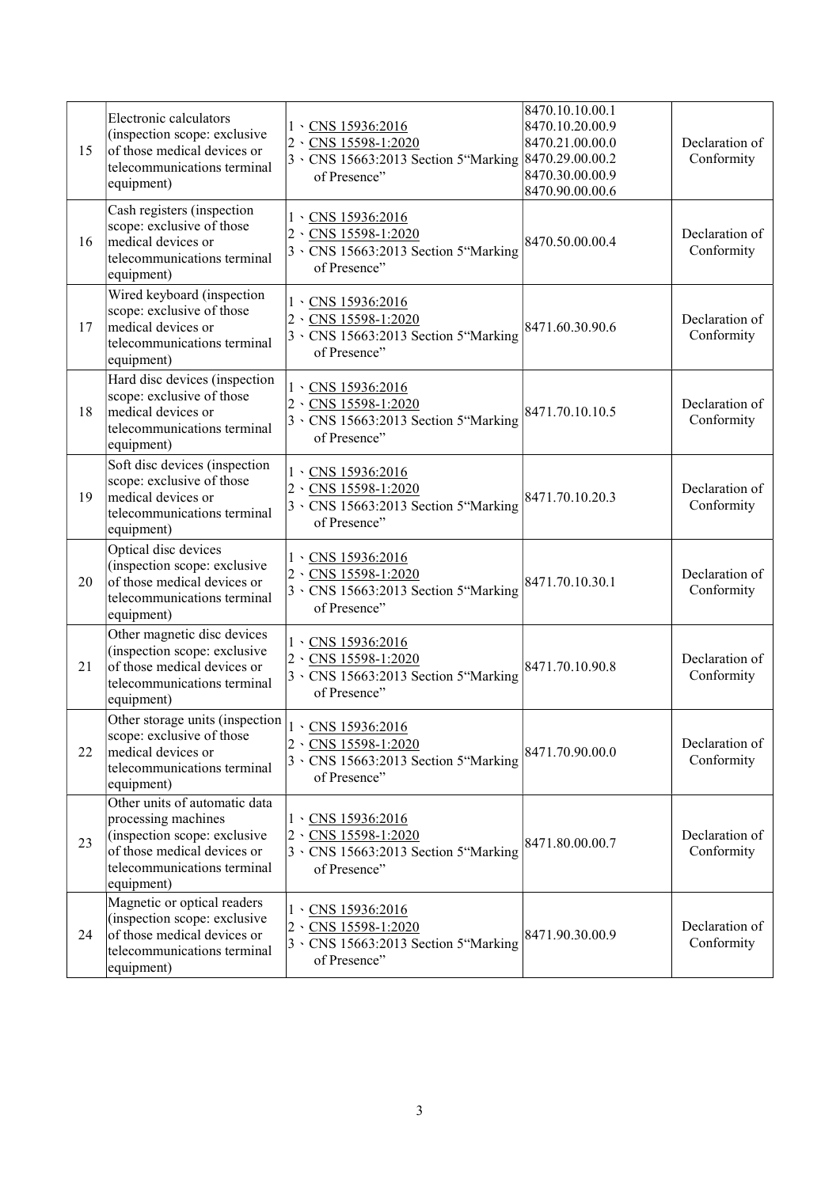| 15 | Electronic calculators (inspection scope: exclusive of those medical devices or telecommunications terminal equipment) | 1、CNS 15936:2016<br>2、CNS 15598-1:2020<br>3、CNS 15663:2013 Section 5"Marking of Presence" | 8470.10.10.00.1<br>8470.10.20.00.9<br>8470.21.00.00.0<br>8470.29.00.00.2<br>8470.30.00.00.9<br>8470.90.00.00.6 | Declaration of Conformity |
|---|---|---|---|---|
| 16 | Cash registers (inspection scope: exclusive of those medical devices or telecommunications terminal equipment) | 1、CNS 15936:2016<br>2、CNS 15598-1:2020<br>3、CNS 15663:2013 Section 5"Marking of Presence" | 8470.50.00.00.4 | Declaration of Conformity |
| 17 | Wired keyboard (inspection scope: exclusive of those medical devices or telecommunications terminal equipment) | 1、CNS 15936:2016<br>2、CNS 15598-1:2020<br>3、CNS 15663:2013 Section 5"Marking of Presence" | 8471.60.30.90.6 | Declaration of Conformity |
| 18 | Hard disc devices (inspection scope: exclusive of those medical devices or telecommunications terminal equipment) | 1、CNS 15936:2016<br>2、CNS 15598-1:2020<br>3、CNS 15663:2013 Section 5"Marking of Presence" | 8471.70.10.10.5 | Declaration of Conformity |
| 19 | Soft disc devices (inspection scope: exclusive of those medical devices or telecommunications terminal equipment) | 1、CNS 15936:2016<br>2、CNS 15598-1:2020<br>3、CNS 15663:2013 Section 5"Marking of Presence" | 8471.70.10.20.3 | Declaration of Conformity |
| 20 | Optical disc devices (inspection scope: exclusive of those medical devices or telecommunications terminal equipment) | 1、CNS 15936:2016<br>2、CNS 15598-1:2020<br>3、CNS 15663:2013 Section 5"Marking of Presence" | 8471.70.10.30.1 | Declaration of Conformity |
| 21 | Other magnetic disc devices (inspection scope: exclusive of those medical devices or telecommunications terminal equipment) | 1、CNS 15936:2016<br>2、CNS 15598-1:2020<br>3、CNS 15663:2013 Section 5"Marking of Presence" | 8471.70.10.90.8 | Declaration of Conformity |
| 22 | Other storage units (inspection scope: exclusive of those medical devices or telecommunications terminal equipment) | 1、CNS 15936:2016<br>2、CNS 15598-1:2020<br>3、CNS 15663:2013 Section 5"Marking of Presence" | 8471.70.90.00.0 | Declaration of Conformity |
| 23 | Other units of automatic data processing machines (inspection scope: exclusive of those medical devices or telecommunications terminal equipment) | 1、CNS 15936:2016<br>2、CNS 15598-1:2020<br>3、CNS 15663:2013 Section 5"Marking of Presence" | 8471.80.00.00.7 | Declaration of Conformity |
| 24 | Magnetic or optical readers (inspection scope: exclusive of those medical devices or telecommunications terminal equipment) | 1、CNS 15936:2016<br>2、CNS 15598-1:2020<br>3、CNS 15663:2013 Section 5"Marking of Presence" | 8471.90.30.00.9 | Declaration of Conformity |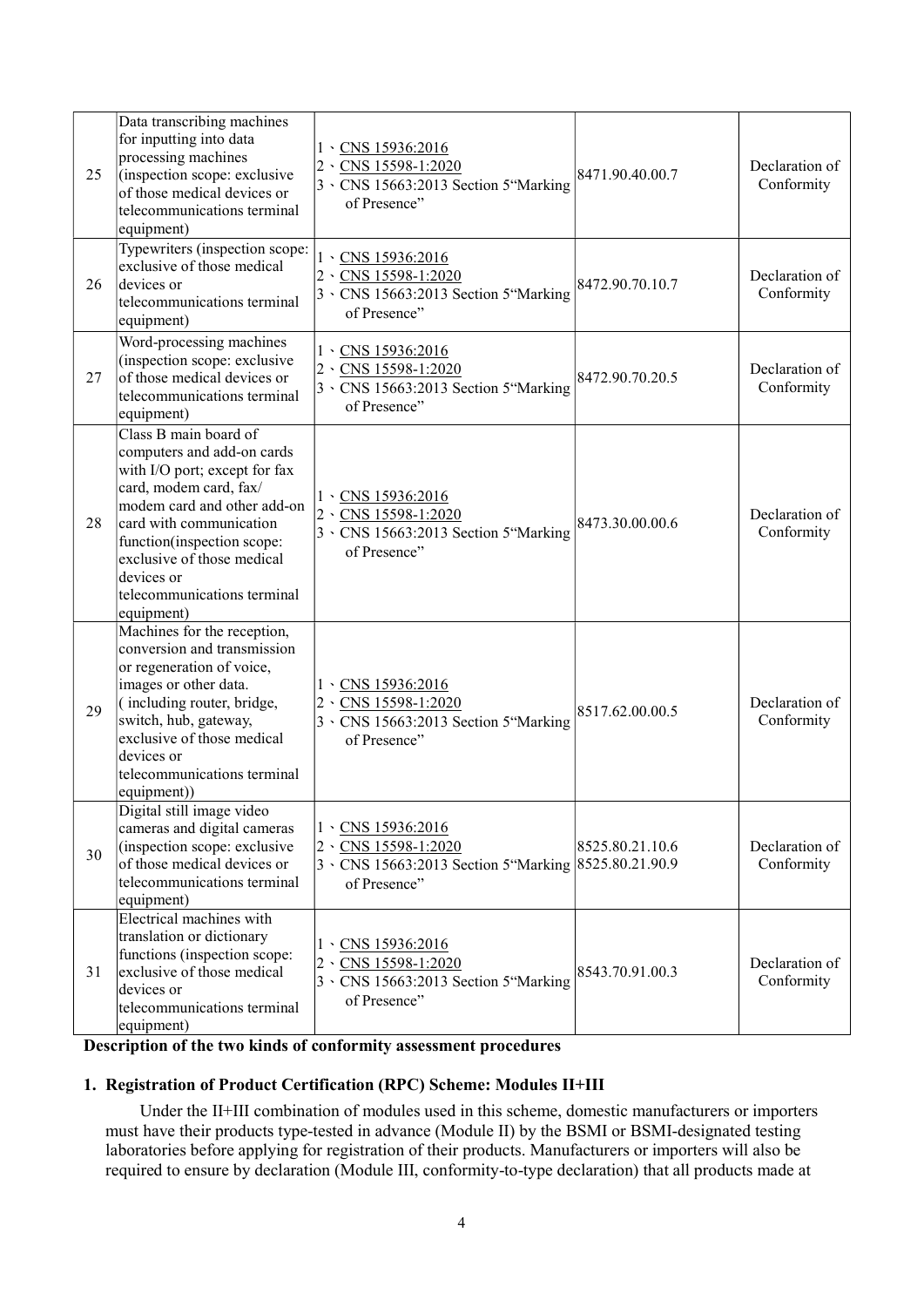| | | | | |
|---|---|---|---|---|
| 25 | Data transcribing machines for inputting into data processing machines (inspection scope: exclusive of those medical devices or telecommunications terminal equipment) | 1、CNS 15936:2016<br>2、CNS 15598-1:2020<br>3、CNS 15663:2013 Section 5"Marking of Presence" | 8471.90.40.00.7 | Declaration of Conformity |
| 26 | Typewriters (inspection scope: exclusive of those medical devices or telecommunications terminal equipment) | 1、CNS 15936:2016<br>2、CNS 15598-1:2020<br>3、CNS 15663:2013 Section 5"Marking of Presence" | 8472.90.70.10.7 | Declaration of Conformity |
| 27 | Word-processing machines (inspection scope: exclusive of those medical devices or telecommunications terminal equipment) | 1、CNS 15936:2016<br>2、CNS 15598-1:2020<br>3、CNS 15663:2013 Section 5"Marking of Presence" | 8472.90.70.20.5 | Declaration of Conformity |
| 28 | Class B main board of computers and add-on cards with I/O port; except for fax card, modem card, fax/ modem card and other add-on card with communication function(inspection scope: exclusive of those medical devices or telecommunications terminal equipment) | 1、CNS 15936:2016<br>2、CNS 15598-1:2020<br>3、CNS 15663:2013 Section 5"Marking of Presence" | 8473.30.00.00.6 | Declaration of Conformity |
| 29 | Machines for the reception, conversion and transmission or regeneration of voice, images or other data. ( including router, bridge, switch, hub, gateway, exclusive of those medical devices or telecommunications terminal equipment)) | 1、CNS 15936:2016<br>2、CNS 15598-1:2020<br>3、CNS 15663:2013 Section 5"Marking of Presence" | 8517.62.00.00.5 | Declaration of Conformity |
| 30 | Digital still image video cameras and digital cameras (inspection scope: exclusive of those medical devices or telecommunications terminal equipment) | 1、CNS 15936:2016<br>2、CNS 15598-1:2020<br>3、CNS 15663:2013 Section 5"Marking of Presence" | 8525.80.21.10.6<br>8525.80.21.90.9 | Declaration of Conformity |
| 31 | Electrical machines with translation or dictionary functions (inspection scope: exclusive of those medical devices or telecommunications terminal equipment) | 1、CNS 15936:2016<br>2、CNS 15598-1:2020<br>3、CNS 15663:2013 Section 5"Marking of Presence" | 8543.70.91.00.3 | Declaration of Conformity |

**Description of the two kinds of conformity assessment procedures**

**1. Registration of Product Certification (RPC) Scheme: Modules II+III**

Under the II+III combination of modules used in this scheme, domestic manufacturers or importers must have their products type-tested in advance (Module II) by the BSMI or BSMI-designated testing laboratories before applying for registration of their products. Manufacturers or importers will also be required to ensure by declaration (Module III, conformity-to-type declaration) that all products made at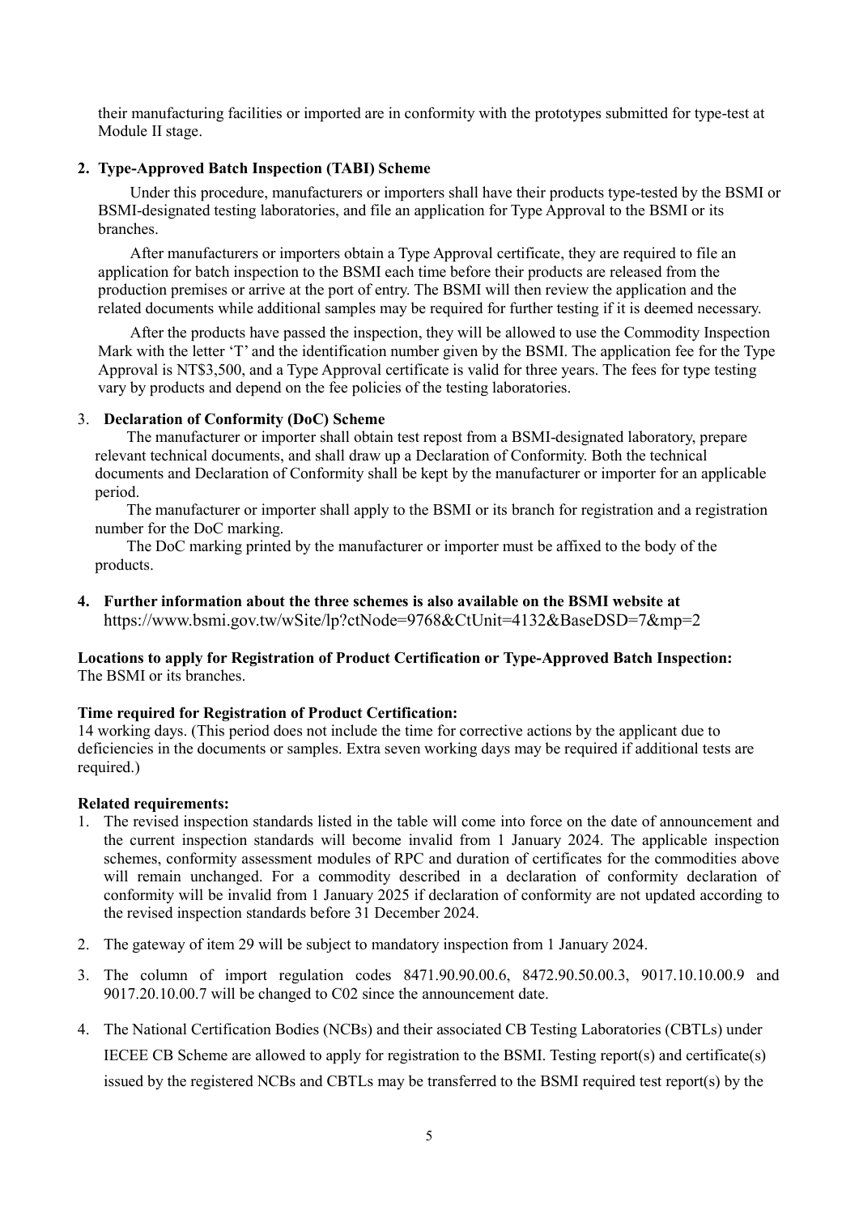their manufacturing facilities or imported are in conformity with the prototypes submitted for type-test at Module II stage.

**2. Type-Approved Batch Inspection (TABI) Scheme**

Under this procedure, manufacturers or importers shall have their products type-tested by the BSMI or BSMI-designated testing laboratories, and file an application for Type Approval to the BSMI or its branches.

After manufacturers or importers obtain a Type Approval certificate, they are required to file an application for batch inspection to the BSMI each time before their products are released from the production premises or arrive at the port of entry. The BSMI will then review the application and the related documents while additional samples may be required for further testing if it is deemed necessary.

After the products have passed the inspection, they will be allowed to use the Commodity Inspection Mark with the letter 'T' and the identification number given by the BSMI. The application fee for the Type Approval is NT$3,500, and a Type Approval certificate is valid for three years. The fees for type testing vary by products and depend on the fee policies of the testing laboratories.

3. **Declaration of Conformity (DoC) Scheme**

The manufacturer or importer shall obtain test repost from a BSMI-designated laboratory, prepare relevant technical documents, and shall draw up a Declaration of Conformity. Both the technical documents and Declaration of Conformity shall be kept by the manufacturer or importer for an applicable period.

The manufacturer or importer shall apply to the BSMI or its branch for registration and a registration number for the DoC marking.

The DoC marking printed by the manufacturer or importer must be affixed to the body of the products.

4. **Further information about the three schemes is also available on the BSMI website at** https://www.bsmi.gov.tw/wSite/lp?ctNode=9768&CtUnit=4132&BaseDSD=7&mp=2

**Locations to apply for Registration of Product Certification or Type-Approved Batch Inspection:**
The BSMI or its branches.

**Time required for Registration of Product Certification:**
14 working days. (This period does not include the time for corrective actions by the applicant due to deficiencies in the documents or samples. Extra seven working days may be required if additional tests are required.)

**Related requirements:**

1. The revised inspection standards listed in the table will come into force on the date of announcement and the current inspection standards will become invalid from 1 January 2024. The applicable inspection schemes, conformity assessment modules of RPC and duration of certificates for the commodities above will remain unchanged. For a commodity described in a declaration of conformity declaration of conformity will be invalid from 1 January 2025 if declaration of conformity are not updated according to the revised inspection standards before 31 December 2024.
2. The gateway of item 29 will be subject to mandatory inspection from 1 January 2024.
3. The column of import regulation codes 8471.90.90.00.6, 8472.90.50.00.3, 9017.10.10.00.9 and 9017.20.10.00.7 will be changed to C02 since the announcement date.
4. The National Certification Bodies (NCBs) and their associated CB Testing Laboratories (CBTLs) under IECEE CB Scheme are allowed to apply for registration to the BSMI. Testing report(s) and certificate(s) issued by the registered NCBs and CBTLs may be transferred to the BSMI required test report(s) by the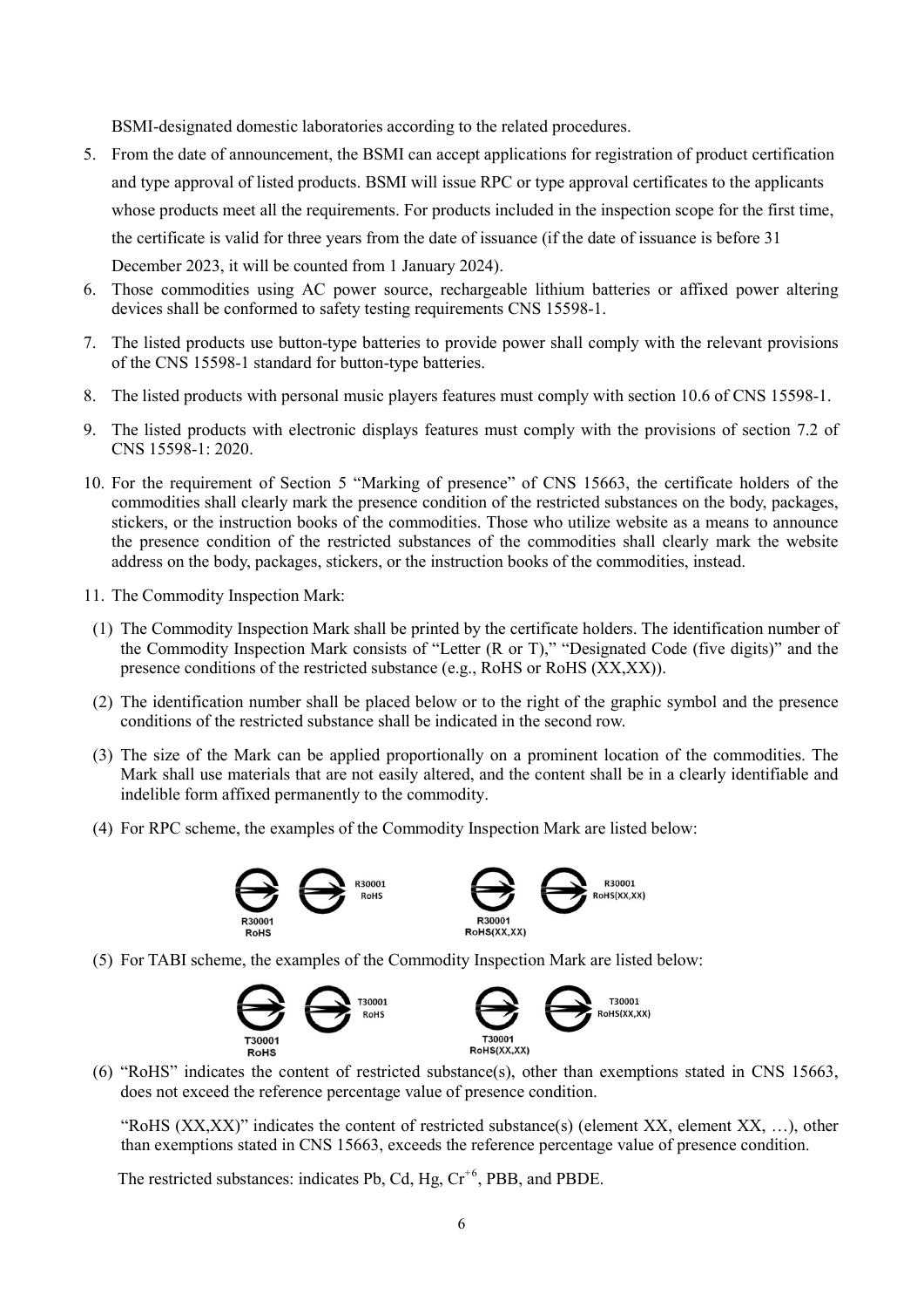BSMI-designated domestic laboratories according to the related procedures.

5. From the date of announcement, the BSMI can accept applications for registration of product certification and type approval of listed products. BSMI will issue RPC or type approval certificates to the applicants whose products meet all the requirements. For products included in the inspection scope for the first time, the certificate is valid for three years from the date of issuance (if the date of issuance is before 31 December 2023, it will be counted from 1 January 2024).
6. Those commodities using AC power source, rechargeable lithium batteries or affixed power altering devices shall be conformed to safety testing requirements CNS 15598-1.
7. The listed products use button-type batteries to provide power shall comply with the relevant provisions of the CNS 15598-1 standard for button-type batteries.
8. The listed products with personal music players features must comply with section 10.6 of CNS 15598-1.
9. The listed products with electronic displays features must comply with the provisions of section 7.2 of CNS 15598-1: 2020.
10. For the requirement of Section 5 "Marking of presence" of CNS 15663, the certificate holders of the commodities shall clearly mark the presence condition of the restricted substances on the body, packages, stickers, or the instruction books of the commodities. Those who utilize website as a means to announce the presence condition of the restricted substances of the commodities shall clearly mark the website address on the body, packages, stickers, or the instruction books of the commodities, instead.
11. The Commodity Inspection Mark:
    (1) The Commodity Inspection Mark shall be printed by the certificate holders. The identification number of the Commodity Inspection Mark consists of "Letter (R or T)," "Designated Code (five digits)" and the presence conditions of the restricted substance (e.g., RoHS or RoHS (XX,XX)).
    (2) The identification number shall be placed below or to the right of the graphic symbol and the presence conditions of the restricted substance shall be indicated in the second row.
    (3) The size of the Mark can be applied proportionally on a prominent location of the commodities. The Mark shall use materials that are not easily altered, and the content shall be in a clearly identifiable and indelible form affixed permanently to the commodity.
    (4) For RPC scheme, the examples of the Commodity Inspection Mark are listed below:

    R30001 RoHS &nbsp;&nbsp; R30001 RoHS &nbsp;&nbsp; R30001 RoHS(XX,XX) &nbsp;&nbsp; R30001 RoHS(XX,XX)

    (5) For TABI scheme, the examples of the Commodity Inspection Mark are listed below:

    T30001 RoHS &nbsp;&nbsp; T30001 RoHS &nbsp;&nbsp; T30001 RoHS(XX,XX) &nbsp;&nbsp; T30001 RoHS(XX,XX)

    (6) "RoHS" indicates the content of restricted substance(s), other than exemptions stated in CNS 15663, does not exceed the reference percentage value of presence condition.

    "RoHS (XX,XX)" indicates the content of restricted substance(s) (element XX, element XX, …), other than exemptions stated in CNS 15663, exceeds the reference percentage value of presence condition.

    The restricted substances: indicates Pb, Cd, Hg, $Cr^{+6}$, PBB, and PBDE.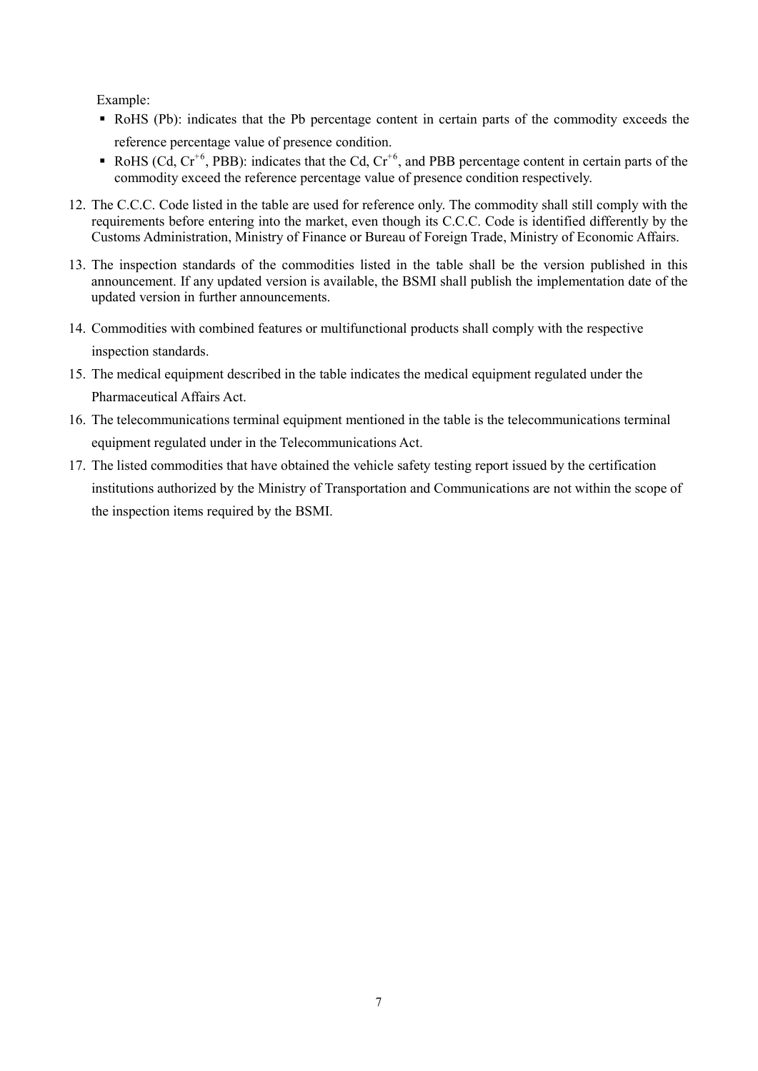Example:

- RoHS (Pb): indicates that the Pb percentage content in certain parts of the commodity exceeds the reference percentage value of presence condition.
- RoHS (Cd, $Cr^{+6}$, PBB): indicates that the Cd, $Cr^{+6}$, and PBB percentage content in certain parts of the commodity exceed the reference percentage value of presence condition respectively.

12. The C.C.C. Code listed in the table are used for reference only. The commodity shall still comply with the requirements before entering into the market, even though its C.C.C. Code is identified differently by the Customs Administration, Ministry of Finance or Bureau of Foreign Trade, Ministry of Economic Affairs.
13. The inspection standards of the commodities listed in the table shall be the version published in this announcement. If any updated version is available, the BSMI shall publish the implementation date of the updated version in further announcements.
14. Commodities with combined features or multifunctional products shall comply with the respective inspection standards.
15. The medical equipment described in the table indicates the medical equipment regulated under the Pharmaceutical Affairs Act.
16. The telecommunications terminal equipment mentioned in the table is the telecommunications terminal equipment regulated under in the Telecommunications Act.
17. The listed commodities that have obtained the vehicle safety testing report issued by the certification institutions authorized by the Ministry of Transportation and Communications are not within the scope of the inspection items required by the BSMI.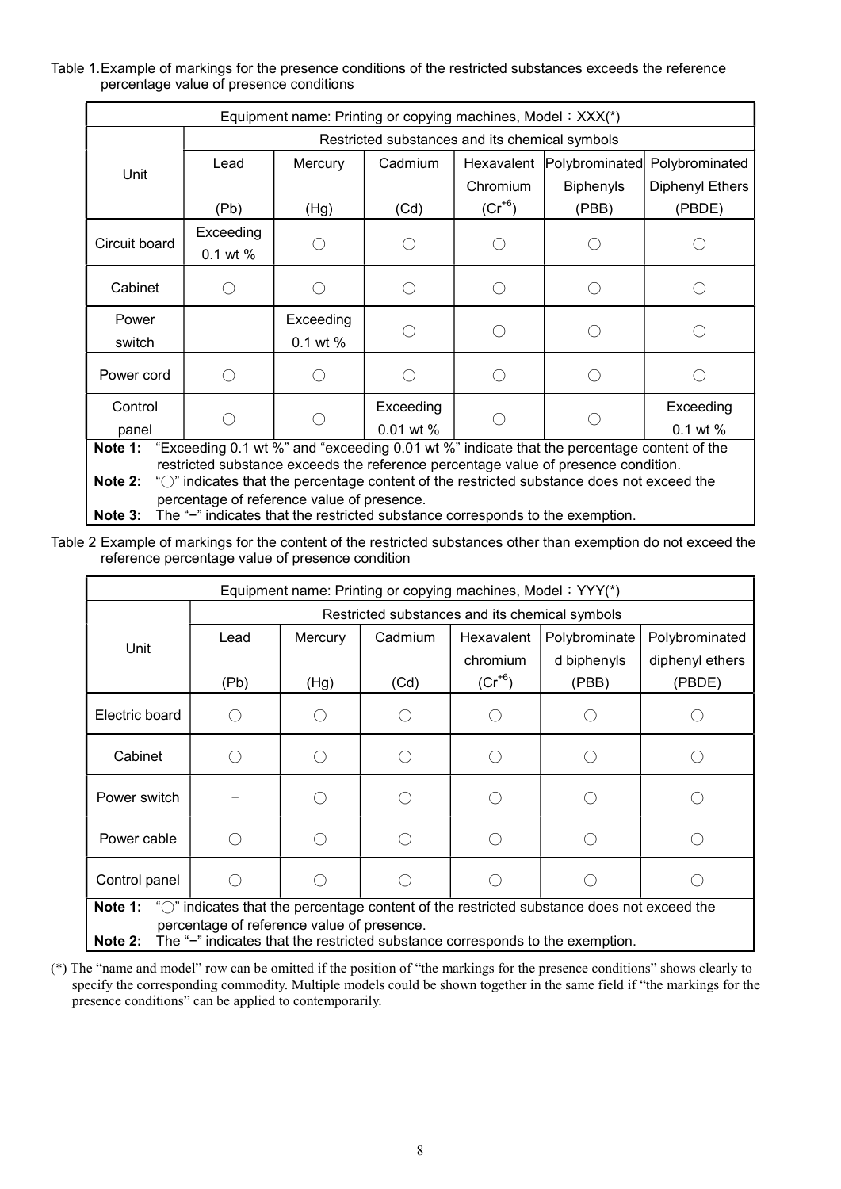Table 1.Example of markings for the presence conditions of the restricted substances exceeds the reference percentage value of presence conditions

| Equipment name: Printing or copying machines, Model：XXX(*) | | | | | | |
|---|---|---|---|---|---|---|
| Unit | Restricted substances and its chemical symbols | | | | | |
| | Lead (Pb) | Mercury (Hg) | Cadmium (Cd) | Hexavalent Chromium ($Cr^{+6}$) | Polybrominated Biphenyls (PBB) | Polybrominated Diphenyl Ethers (PBDE) |
| Circuit board | Exceeding 0.1 wt % | ○ | ○ | ○ | ○ | ○ |
| Cabinet | ○ | ○ | ○ | ○ | ○ | ○ |
| Power switch | — | Exceeding 0.1 wt % | ○ | ○ | ○ | ○ |
| Power cord | ○ | ○ | ○ | ○ | ○ | ○ |
| Control panel | ○ | ○ | Exceeding 0.01 wt % | ○ | ○ | Exceeding 0.1 wt % |

**Note 1:** "Exceeding 0.1 wt %" and "exceeding 0.01 wt %" indicate that the percentage content of the restricted substance exceeds the reference percentage value of presence condition.
**Note 2:** "○" indicates that the percentage content of the restricted substance does not exceed the percentage of reference value of presence.
**Note 3:** The "−" indicates that the restricted substance corresponds to the exemption.

Table 2 Example of markings for the content of the restricted substances other than exemption do not exceed the reference percentage value of presence condition

| Equipment name: Printing or copying machines, Model：YYY(*) | | | | | | |
|---|---|---|---|---|---|---|
| Unit | Restricted substances and its chemical symbols | | | | | |
| | Lead (Pb) | Mercury (Hg) | Cadmium (Cd) | Hexavalent chromium ($Cr^{+6}$) | Polybrominated biphenyls (PBB) | Polybrominated diphenyl ethers (PBDE) |
| Electric board | ○ | ○ | ○ | ○ | ○ | ○ |
| Cabinet | ○ | ○ | ○ | ○ | ○ | ○ |
| Power switch | − | ○ | ○ | ○ | ○ | ○ |
| Power cable | ○ | ○ | ○ | ○ | ○ | ○ |
| Control panel | ○ | ○ | ○ | ○ | ○ | ○ |

**Note 1:** "○" indicates that the percentage content of the restricted substance does not exceed the percentage of reference value of presence.
**Note 2:** The "−" indicates that the restricted substance corresponds to the exemption.

(*) The "name and model" row can be omitted if the position of "the markings for the presence conditions" shows clearly to specify the corresponding commodity. Multiple models could be shown together in the same field if "the markings for the presence conditions" can be applied to contemporarily.